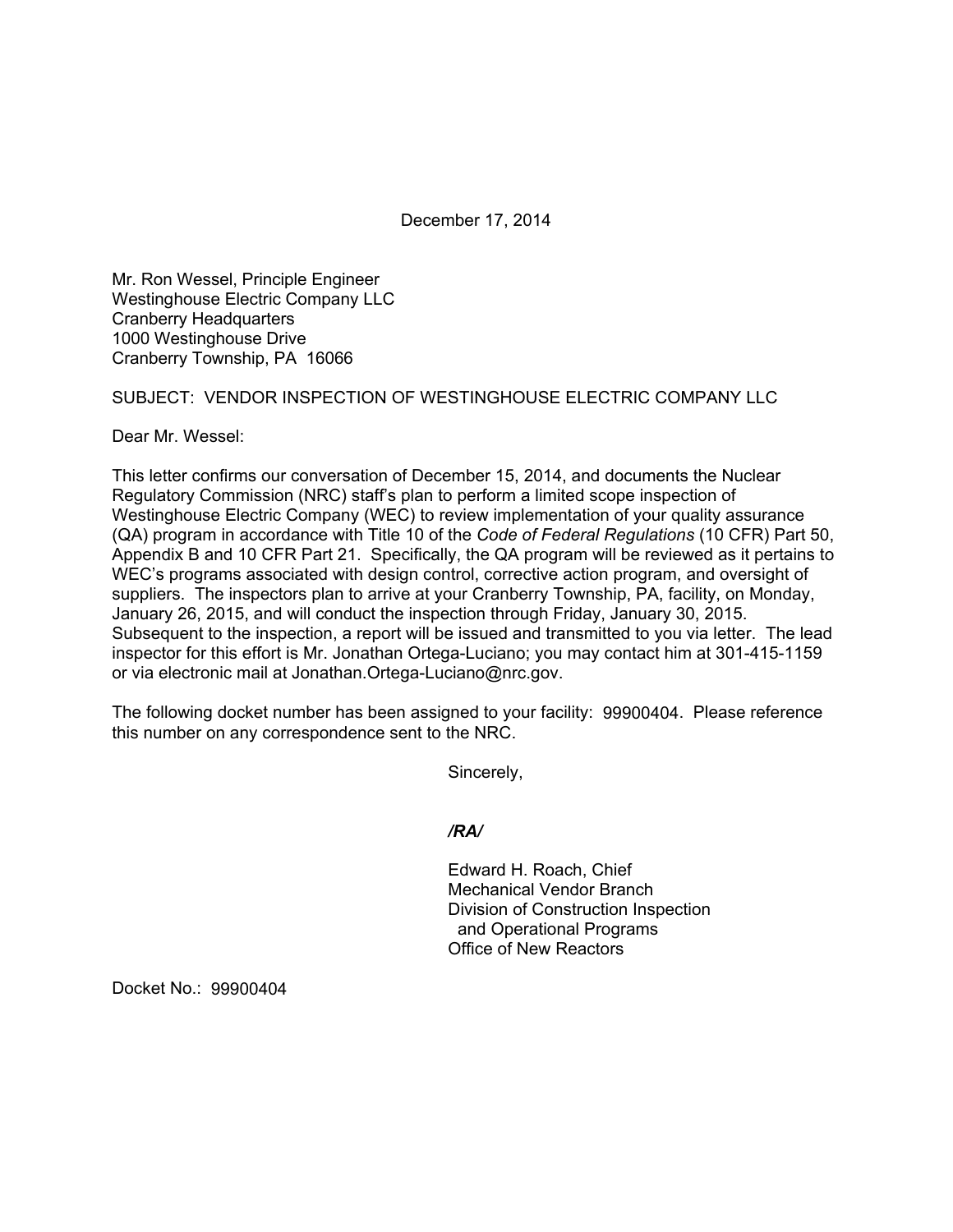December 17, 2014

Mr. Ron Wessel, Principle Engineer
Westinghouse Electric Company LLC
Cranberry Headquarters
1000 Westinghouse Drive
Cranberry Township, PA 16066

SUBJECT: VENDOR INSPECTION OF WESTINGHOUSE ELECTRIC COMPANY LLC

Dear Mr. Wessel:

This letter confirms our conversation of December 15, 2014, and documents the Nuclear Regulatory Commission (NRC) staff's plan to perform a limited scope inspection of Westinghouse Electric Company (WEC) to review implementation of your quality assurance (QA) program in accordance with Title 10 of the *Code of Federal Regulations* (10 CFR) Part 50, Appendix B and 10 CFR Part 21. Specifically, the QA program will be reviewed as it pertains to WEC's programs associated with design control, corrective action program, and oversight of suppliers. The inspectors plan to arrive at your Cranberry Township, PA, facility, on Monday, January 26, 2015, and will conduct the inspection through Friday, January 30, 2015. Subsequent to the inspection, a report will be issued and transmitted to you via letter. The lead inspector for this effort is Mr. Jonathan Ortega-Luciano; you may contact him at 301-415-1159 or via electronic mail at Jonathan.Ortega-Luciano@nrc.gov.

The following docket number has been assigned to your facility: 99900404. Please reference this number on any correspondence sent to the NRC.

Sincerely,

***/RA/***

Edward H. Roach, Chief
Mechanical Vendor Branch
Division of Construction Inspection
and Operational Programs
Office of New Reactors

Docket No.: 99900404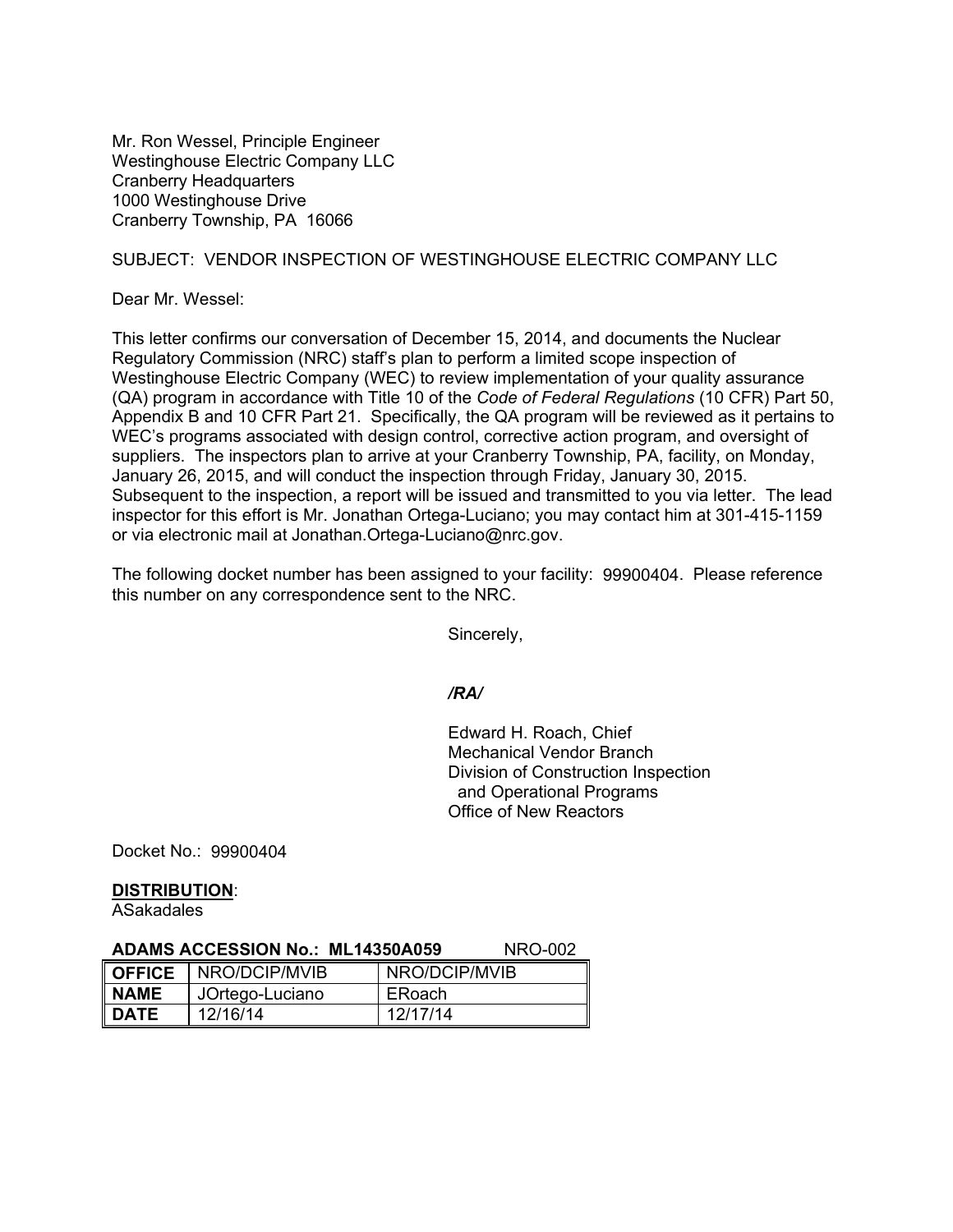Mr. Ron Wessel, Principle Engineer
Westinghouse Electric Company LLC
Cranberry Headquarters
1000 Westinghouse Drive
Cranberry Township, PA 16066

SUBJECT: VENDOR INSPECTION OF WESTINGHOUSE ELECTRIC COMPANY LLC

Dear Mr. Wessel:

This letter confirms our conversation of December 15, 2014, and documents the Nuclear Regulatory Commission (NRC) staff's plan to perform a limited scope inspection of Westinghouse Electric Company (WEC) to review implementation of your quality assurance (QA) program in accordance with Title 10 of the *Code of Federal Regulations* (10 CFR) Part 50, Appendix B and 10 CFR Part 21. Specifically, the QA program will be reviewed as it pertains to WEC's programs associated with design control, corrective action program, and oversight of suppliers. The inspectors plan to arrive at your Cranberry Township, PA, facility, on Monday, January 26, 2015, and will conduct the inspection through Friday, January 30, 2015. Subsequent to the inspection, a report will be issued and transmitted to you via letter. The lead inspector for this effort is Mr. Jonathan Ortega-Luciano; you may contact him at 301-415-1159 or via electronic mail at Jonathan.Ortega-Luciano@nrc.gov.

The following docket number has been assigned to your facility: 99900404. Please reference this number on any correspondence sent to the NRC.

Sincerely,

*/RA/*

Edward H. Roach, Chief
Mechanical Vendor Branch
Division of Construction Inspection
and Operational Programs
Office of New Reactors

Docket No.: 99900404

**DISTRIBUTION**:
ASakadales

**ADAMS ACCESSION No.: ML14350A059** NRO-002

| **OFFICE** | NRO/DCIP/MVIB | NRO/DCIP/MVIB |
|---|---|---|
| **NAME** | JOrtego-Luciano | ERoach |
| **DATE** | 12/16/14 | 12/17/14 |